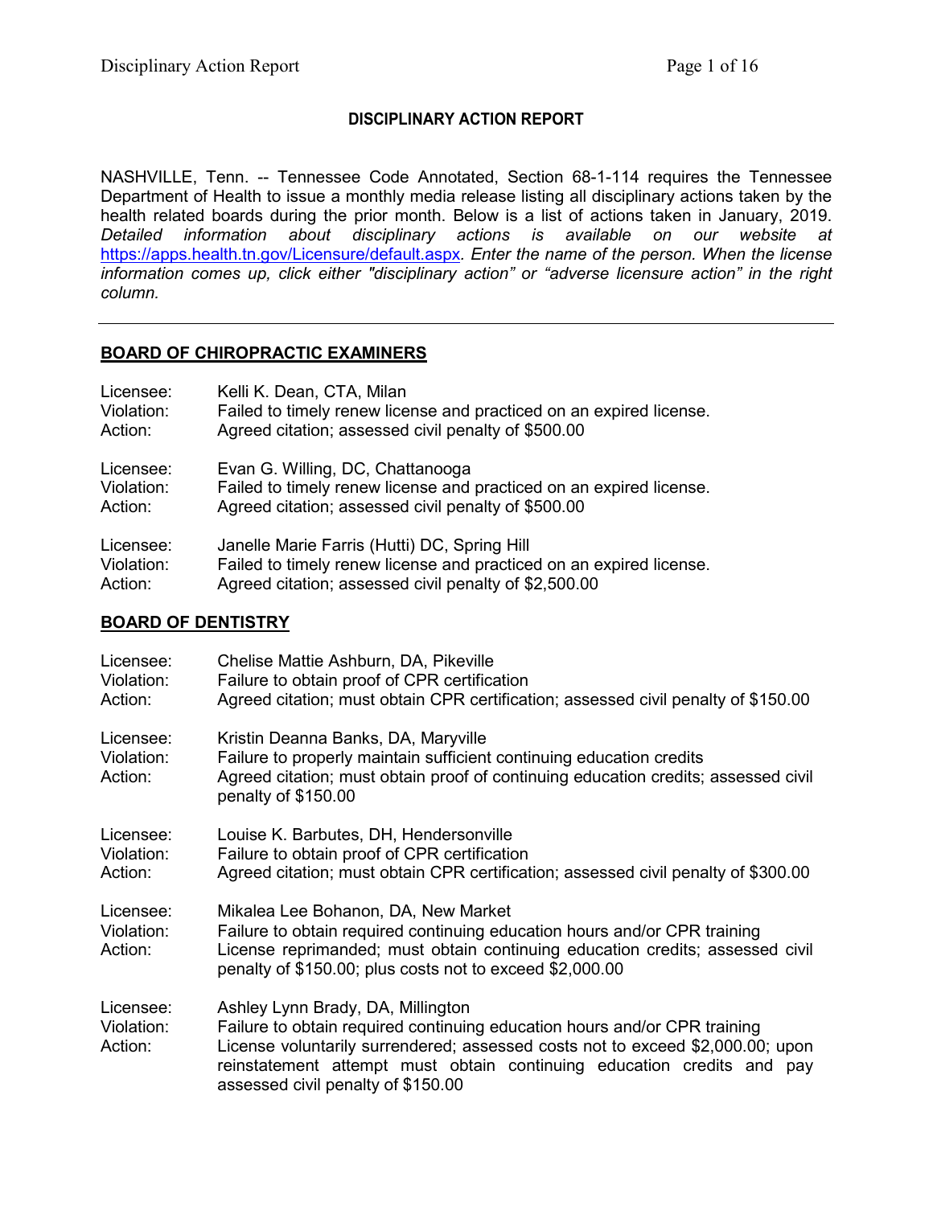# DISCIPLINARY ACTION REPORT

NASHVILLE, Tenn. -- Tennessee Code Annotated, Section 68-1-114 requires the Tennessee Department of Health to issue a monthly media release listing all disciplinary actions taken by the health related boards during the prior month. Below is a list of actions taken in January, 2019. *Detailed information about disciplinary actions is available on our website at* [https://apps.health.tn.gov/Licensure/default.aspx](https://apps.health.tn.gov/Licensure/default.aspx). *Enter the name of the person. When the license information comes up, click either "disciplinary action" or "adverse licensure action" in the right column.*

---

## BOARD OF CHIROPRACTIC EXAMINERS

Licensee: Kelli K. Dean, CTA, Milan
Violation: Failed to timely renew license and practiced on an expired license.
Action: Agreed citation; assessed civil penalty of $500.00

Licensee: Evan G. Willing, DC, Chattanooga
Violation: Failed to timely renew license and practiced on an expired license.
Action: Agreed citation; assessed civil penalty of $500.00

Licensee: Janelle Marie Farris (Hutti) DC, Spring Hill
Violation: Failed to timely renew license and practiced on an expired license.
Action: Agreed citation; assessed civil penalty of $2,500.00

## BOARD OF DENTISTRY

Licensee: Chelise Mattie Ashburn, DA, Pikeville
Violation: Failure to obtain proof of CPR certification
Action: Agreed citation; must obtain CPR certification; assessed civil penalty of $150.00

Licensee: Kristin Deanna Banks, DA, Maryville
Violation: Failure to properly maintain sufficient continuing education credits
Action: Agreed citation; must obtain proof of continuing education credits; assessed civil penalty of $150.00

Licensee: Louise K. Barbutes, DH, Hendersonville
Violation: Failure to obtain proof of CPR certification
Action: Agreed citation; must obtain CPR certification; assessed civil penalty of $300.00

Licensee: Mikalea Lee Bohanon, DA, New Market
Violation: Failure to obtain required continuing education hours and/or CPR training
Action: License reprimanded; must obtain continuing education credits; assessed civil penalty of $150.00; plus costs not to exceed $2,000.00

Licensee: Ashley Lynn Brady, DA, Millington
Violation: Failure to obtain required continuing education hours and/or CPR training
Action: License voluntarily surrendered; assessed costs not to exceed $2,000.00; upon reinstatement attempt must obtain continuing education credits and pay assessed civil penalty of $150.00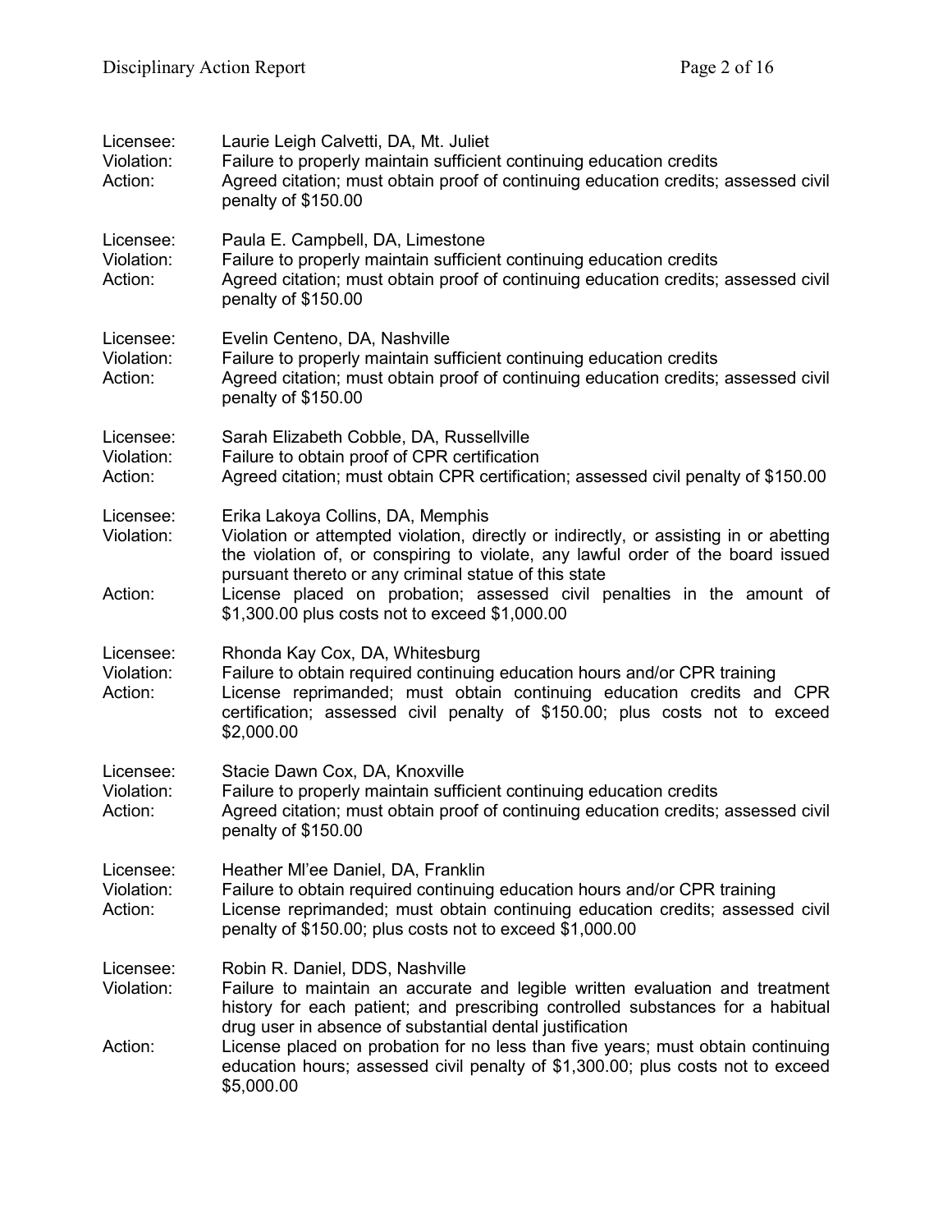Licensee: Laurie Leigh Calvetti, DA, Mt. Juliet
Violation: Failure to properly maintain sufficient continuing education credits
Action: Agreed citation; must obtain proof of continuing education credits; assessed civil penalty of $150.00

Licensee: Paula E. Campbell, DA, Limestone
Violation: Failure to properly maintain sufficient continuing education credits
Action: Agreed citation; must obtain proof of continuing education credits; assessed civil penalty of $150.00

Licensee: Evelin Centeno, DA, Nashville
Violation: Failure to properly maintain sufficient continuing education credits
Action: Agreed citation; must obtain proof of continuing education credits; assessed civil penalty of $150.00

Licensee: Sarah Elizabeth Cobble, DA, Russellville
Violation: Failure to obtain proof of CPR certification
Action: Agreed citation; must obtain CPR certification; assessed civil penalty of $150.00

Licensee: Erika Lakoya Collins, DA, Memphis
Violation: Violation or attempted violation, directly or indirectly, or assisting in or abetting the violation of, or conspiring to violate, any lawful order of the board issued pursuant thereto or any criminal statue of this state
Action: License placed on probation; assessed civil penalties in the amount of $1,300.00 plus costs not to exceed $1,000.00

Licensee: Rhonda Kay Cox, DA, Whitesburg
Violation: Failure to obtain required continuing education hours and/or CPR training
Action: License reprimanded; must obtain continuing education credits and CPR certification; assessed civil penalty of $150.00; plus costs not to exceed $2,000.00

Licensee: Stacie Dawn Cox, DA, Knoxville
Violation: Failure to properly maintain sufficient continuing education credits
Action: Agreed citation; must obtain proof of continuing education credits; assessed civil penalty of $150.00

Licensee: Heather Ml'ee Daniel, DA, Franklin
Violation: Failure to obtain required continuing education hours and/or CPR training
Action: License reprimanded; must obtain continuing education credits; assessed civil penalty of $150.00; plus costs not to exceed $1,000.00

Licensee: Robin R. Daniel, DDS, Nashville
Violation: Failure to maintain an accurate and legible written evaluation and treatment history for each patient; and prescribing controlled substances for a habitual drug user in absence of substantial dental justification
Action: License placed on probation for no less than five years; must obtain continuing education hours; assessed civil penalty of $1,300.00; plus costs not to exceed $5,000.00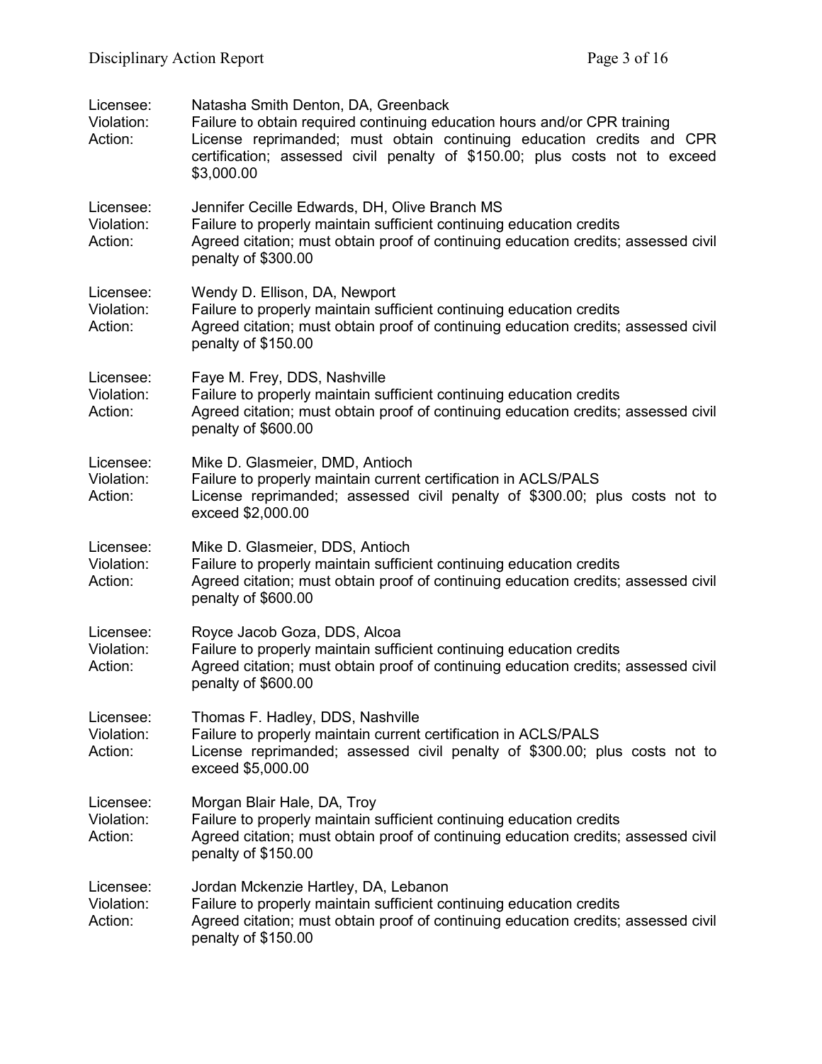Licensee: Natasha Smith Denton, DA, Greenback
Violation: Failure to obtain required continuing education hours and/or CPR training
Action: License reprimanded; must obtain continuing education credits and CPR certification; assessed civil penalty of $150.00; plus costs not to exceed $3,000.00

Licensee: Jennifer Cecille Edwards, DH, Olive Branch MS
Violation: Failure to properly maintain sufficient continuing education credits
Action: Agreed citation; must obtain proof of continuing education credits; assessed civil penalty of $300.00

Licensee: Wendy D. Ellison, DA, Newport
Violation: Failure to properly maintain sufficient continuing education credits
Action: Agreed citation; must obtain proof of continuing education credits; assessed civil penalty of $150.00

Licensee: Faye M. Frey, DDS, Nashville
Violation: Failure to properly maintain sufficient continuing education credits
Action: Agreed citation; must obtain proof of continuing education credits; assessed civil penalty of $600.00

Licensee: Mike D. Glasmeier, DMD, Antioch
Violation: Failure to properly maintain current certification in ACLS/PALS
Action: License reprimanded; assessed civil penalty of $300.00; plus costs not to exceed $2,000.00

Licensee: Mike D. Glasmeier, DDS, Antioch
Violation: Failure to properly maintain sufficient continuing education credits
Action: Agreed citation; must obtain proof of continuing education credits; assessed civil penalty of $600.00

Licensee: Royce Jacob Goza, DDS, Alcoa
Violation: Failure to properly maintain sufficient continuing education credits
Action: Agreed citation; must obtain proof of continuing education credits; assessed civil penalty of $600.00

Licensee: Thomas F. Hadley, DDS, Nashville
Violation: Failure to properly maintain current certification in ACLS/PALS
Action: License reprimanded; assessed civil penalty of $300.00; plus costs not to exceed $5,000.00

Licensee: Morgan Blair Hale, DA, Troy
Violation: Failure to properly maintain sufficient continuing education credits
Action: Agreed citation; must obtain proof of continuing education credits; assessed civil penalty of $150.00

Licensee: Jordan Mckenzie Hartley, DA, Lebanon
Violation: Failure to properly maintain sufficient continuing education credits
Action: Agreed citation; must obtain proof of continuing education credits; assessed civil penalty of $150.00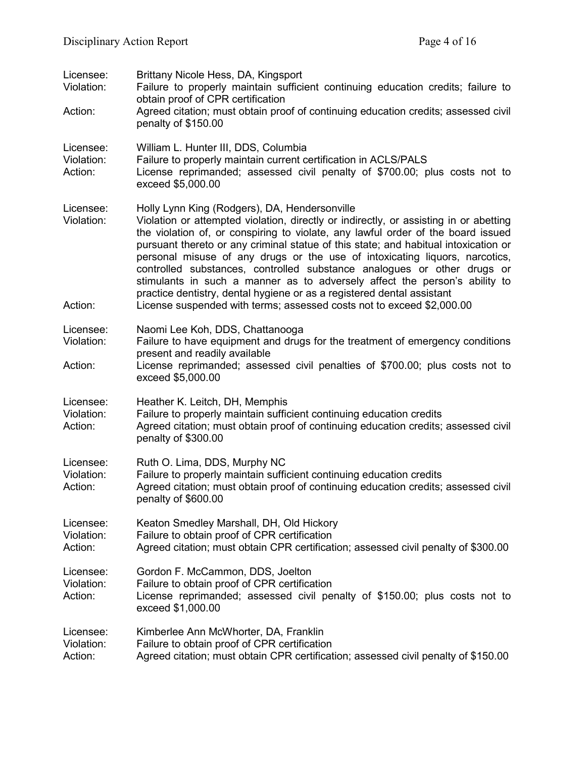Licensee: Brittany Nicole Hess, DA, Kingsport
Violation: Failure to properly maintain sufficient continuing education credits; failure to obtain proof of CPR certification
Action: Agreed citation; must obtain proof of continuing education credits; assessed civil penalty of $150.00

Licensee: William L. Hunter III, DDS, Columbia
Violation: Failure to properly maintain current certification in ACLS/PALS
Action: License reprimanded; assessed civil penalty of $700.00; plus costs not to exceed $5,000.00

Licensee: Holly Lynn King (Rodgers), DA, Hendersonville
Violation: Violation or attempted violation, directly or indirectly, or assisting in or abetting the violation of, or conspiring to violate, any lawful order of the board issued pursuant thereto or any criminal statue of this state; and habitual intoxication or personal misuse of any drugs or the use of intoxicating liquors, narcotics, controlled substances, controlled substance analogues or other drugs or stimulants in such a manner as to adversely affect the person's ability to practice dentistry, dental hygiene or as a registered dental assistant
Action: License suspended with terms; assessed costs not to exceed $2,000.00

Licensee: Naomi Lee Koh, DDS, Chattanooga
Violation: Failure to have equipment and drugs for the treatment of emergency conditions present and readily available
Action: License reprimanded; assessed civil penalties of $700.00; plus costs not to exceed $5,000.00

Licensee: Heather K. Leitch, DH, Memphis
Violation: Failure to properly maintain sufficient continuing education credits
Action: Agreed citation; must obtain proof of continuing education credits; assessed civil penalty of $300.00

Licensee: Ruth O. Lima, DDS, Murphy NC
Violation: Failure to properly maintain sufficient continuing education credits
Action: Agreed citation; must obtain proof of continuing education credits; assessed civil penalty of $600.00

Licensee: Keaton Smedley Marshall, DH, Old Hickory
Violation: Failure to obtain proof of CPR certification
Action: Agreed citation; must obtain CPR certification; assessed civil penalty of $300.00

Licensee: Gordon F. McCammon, DDS, Joelton
Violation: Failure to obtain proof of CPR certification
Action: License reprimanded; assessed civil penalty of $150.00; plus costs not to exceed $1,000.00

Licensee: Kimberlee Ann McWhorter, DA, Franklin
Violation: Failure to obtain proof of CPR certification
Action: Agreed citation; must obtain CPR certification; assessed civil penalty of $150.00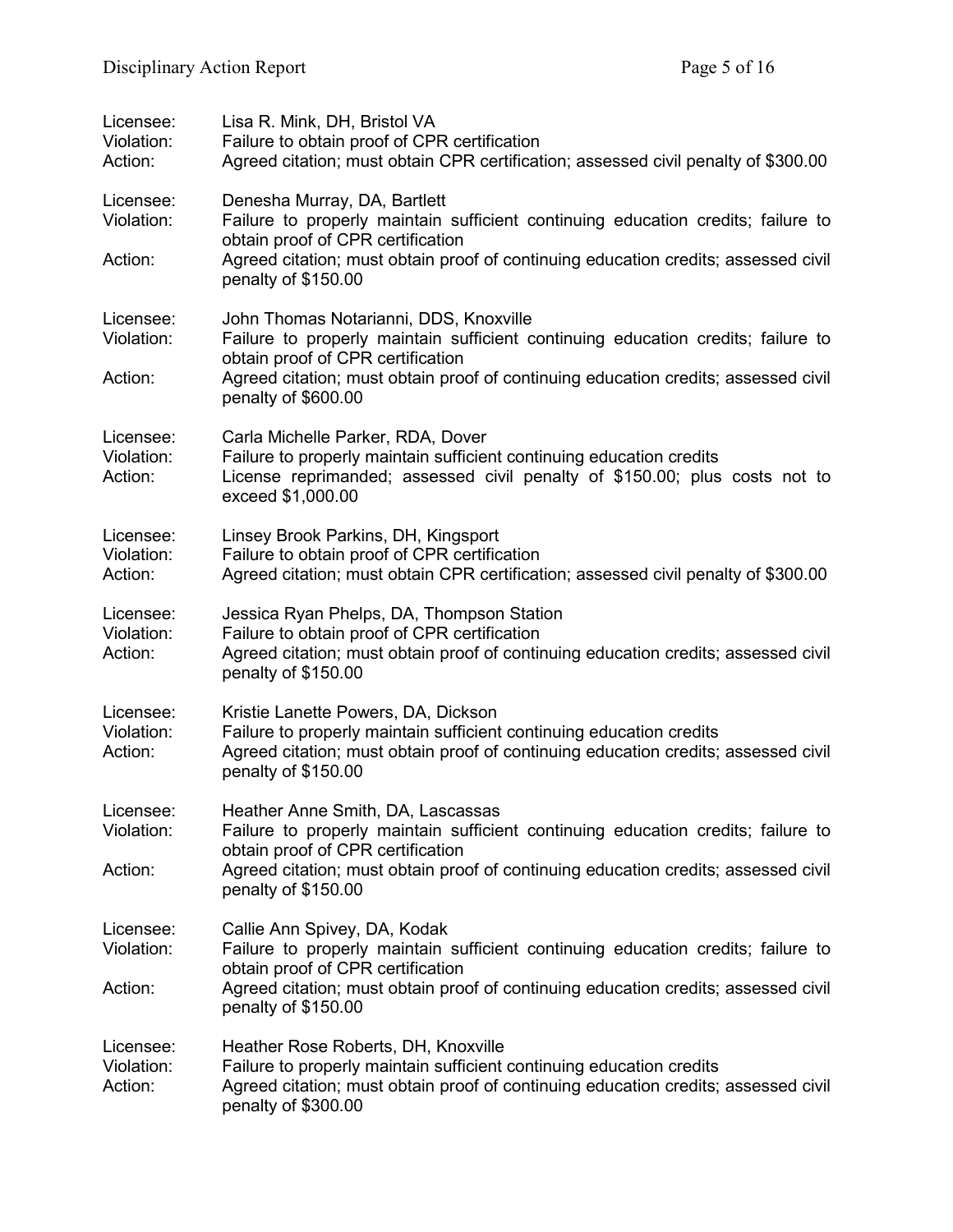Licensee: Lisa R. Mink, DH, Bristol VA
Violation: Failure to obtain proof of CPR certification
Action: Agreed citation; must obtain CPR certification; assessed civil penalty of $300.00

Licensee: Denesha Murray, DA, Bartlett
Violation: Failure to properly maintain sufficient continuing education credits; failure to obtain proof of CPR certification
Action: Agreed citation; must obtain proof of continuing education credits; assessed civil penalty of $150.00

Licensee: John Thomas Notarianni, DDS, Knoxville
Violation: Failure to properly maintain sufficient continuing education credits; failure to obtain proof of CPR certification
Action: Agreed citation; must obtain proof of continuing education credits; assessed civil penalty of $600.00

Licensee: Carla Michelle Parker, RDA, Dover
Violation: Failure to properly maintain sufficient continuing education credits
Action: License reprimanded; assessed civil penalty of $150.00; plus costs not to exceed $1,000.00

Licensee: Linsey Brook Parkins, DH, Kingsport
Violation: Failure to obtain proof of CPR certification
Action: Agreed citation; must obtain CPR certification; assessed civil penalty of $300.00

Licensee: Jessica Ryan Phelps, DA, Thompson Station
Violation: Failure to obtain proof of CPR certification
Action: Agreed citation; must obtain proof of continuing education credits; assessed civil penalty of $150.00

Licensee: Kristie Lanette Powers, DA, Dickson
Violation: Failure to properly maintain sufficient continuing education credits
Action: Agreed citation; must obtain proof of continuing education credits; assessed civil penalty of $150.00

Licensee: Heather Anne Smith, DA, Lascassas
Violation: Failure to properly maintain sufficient continuing education credits; failure to obtain proof of CPR certification
Action: Agreed citation; must obtain proof of continuing education credits; assessed civil penalty of $150.00

Licensee: Callie Ann Spivey, DA, Kodak
Violation: Failure to properly maintain sufficient continuing education credits; failure to obtain proof of CPR certification
Action: Agreed citation; must obtain proof of continuing education credits; assessed civil penalty of $150.00

Licensee: Heather Rose Roberts, DH, Knoxville
Violation: Failure to properly maintain sufficient continuing education credits
Action: Agreed citation; must obtain proof of continuing education credits; assessed civil penalty of $300.00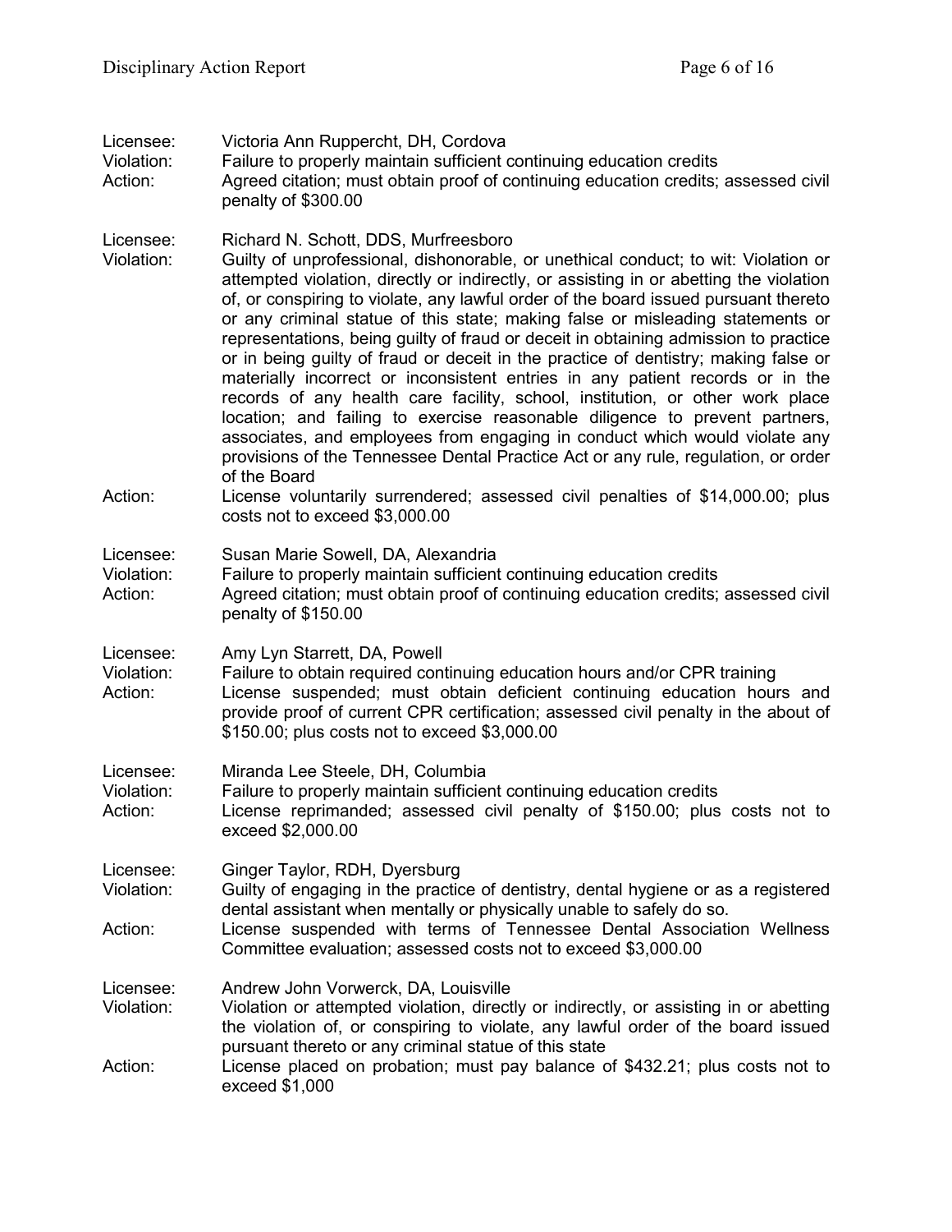Licensee: Victoria Ann Ruppercht, DH, Cordova
Violation: Failure to properly maintain sufficient continuing education credits
Action: Agreed citation; must obtain proof of continuing education credits; assessed civil penalty of $300.00

Licensee: Richard N. Schott, DDS, Murfreesboro
Violation: Guilty of unprofessional, dishonorable, or unethical conduct; to wit: Violation or attempted violation, directly or indirectly, or assisting in or abetting the violation of, or conspiring to violate, any lawful order of the board issued pursuant thereto or any criminal statue of this state; making false or misleading statements or representations, being guilty of fraud or deceit in obtaining admission to practice or in being guilty of fraud or deceit in the practice of dentistry; making false or materially incorrect or inconsistent entries in any patient records or in the records of any health care facility, school, institution, or other work place location; and failing to exercise reasonable diligence to prevent partners, associates, and employees from engaging in conduct which would violate any provisions of the Tennessee Dental Practice Act or any rule, regulation, or order of the Board
Action: License voluntarily surrendered; assessed civil penalties of $14,000.00; plus costs not to exceed $3,000.00

Licensee: Susan Marie Sowell, DA, Alexandria
Violation: Failure to properly maintain sufficient continuing education credits
Action: Agreed citation; must obtain proof of continuing education credits; assessed civil penalty of $150.00

Licensee: Amy Lyn Starrett, DA, Powell
Violation: Failure to obtain required continuing education hours and/or CPR training
Action: License suspended; must obtain deficient continuing education hours and provide proof of current CPR certification; assessed civil penalty in the about of $150.00; plus costs not to exceed $3,000.00

Licensee: Miranda Lee Steele, DH, Columbia
Violation: Failure to properly maintain sufficient continuing education credits
Action: License reprimanded; assessed civil penalty of $150.00; plus costs not to exceed $2,000.00

Licensee: Ginger Taylor, RDH, Dyersburg
Violation: Guilty of engaging in the practice of dentistry, dental hygiene or as a registered dental assistant when mentally or physically unable to safely do so.
Action: License suspended with terms of Tennessee Dental Association Wellness Committee evaluation; assessed costs not to exceed $3,000.00

Licensee: Andrew John Vorwerck, DA, Louisville
Violation: Violation or attempted violation, directly or indirectly, or assisting in or abetting the violation of, or conspiring to violate, any lawful order of the board issued pursuant thereto or any criminal statue of this state
Action: License placed on probation; must pay balance of $432.21; plus costs not to exceed $1,000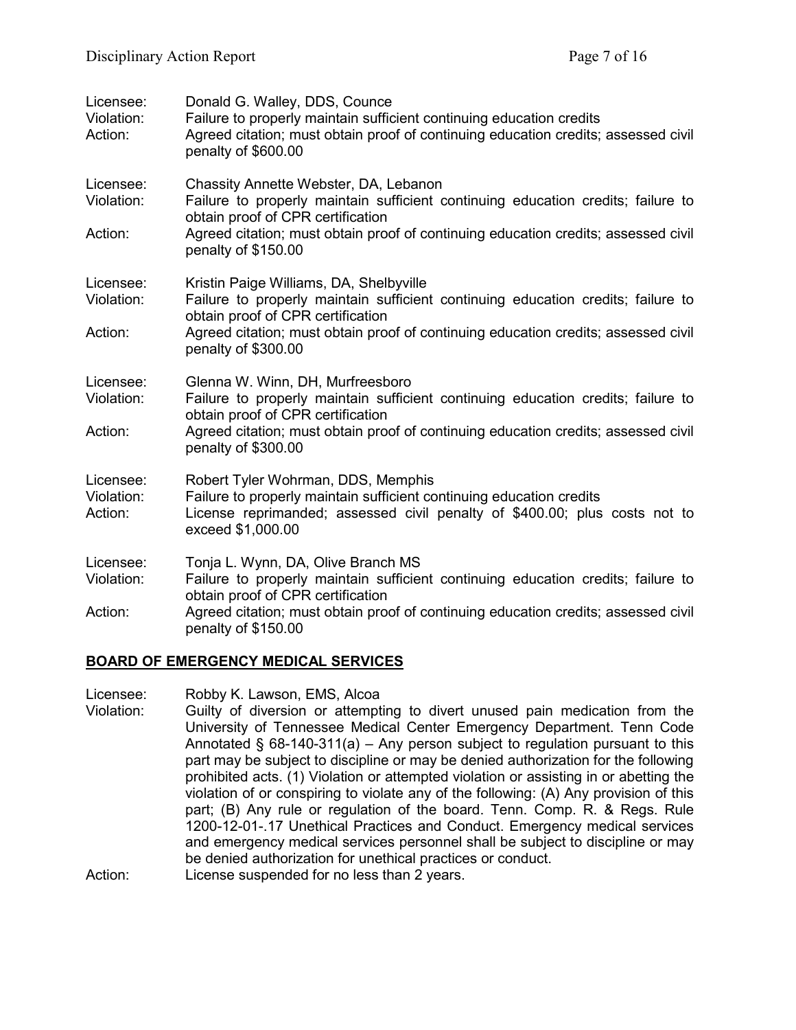Licensee: Donald G. Walley, DDS, Counce
Violation: Failure to properly maintain sufficient continuing education credits
Action: Agreed citation; must obtain proof of continuing education credits; assessed civil penalty of $600.00

Licensee: Chassity Annette Webster, DA, Lebanon
Violation: Failure to properly maintain sufficient continuing education credits; failure to obtain proof of CPR certification
Action: Agreed citation; must obtain proof of continuing education credits; assessed civil penalty of $150.00

Licensee: Kristin Paige Williams, DA, Shelbyville
Violation: Failure to properly maintain sufficient continuing education credits; failure to obtain proof of CPR certification
Action: Agreed citation; must obtain proof of continuing education credits; assessed civil penalty of $300.00

Licensee: Glenna W. Winn, DH, Murfreesboro
Violation: Failure to properly maintain sufficient continuing education credits; failure to obtain proof of CPR certification
Action: Agreed citation; must obtain proof of continuing education credits; assessed civil penalty of $300.00

Licensee: Robert Tyler Wohrman, DDS, Memphis
Violation: Failure to properly maintain sufficient continuing education credits
Action: License reprimanded; assessed civil penalty of $400.00; plus costs not to exceed $1,000.00

Licensee: Tonja L. Wynn, DA, Olive Branch MS
Violation: Failure to properly maintain sufficient continuing education credits; failure to obtain proof of CPR certification
Action: Agreed citation; must obtain proof of continuing education credits; assessed civil penalty of $150.00

## BOARD OF EMERGENCY MEDICAL SERVICES

Licensee: Robby K. Lawson, EMS, Alcoa
Violation: Guilty of diversion or attempting to divert unused pain medication from the University of Tennessee Medical Center Emergency Department. Tenn Code Annotated § 68-140-311(a) – Any person subject to regulation pursuant to this part may be subject to discipline or may be denied authorization for the following prohibited acts. (1) Violation or attempted violation or assisting in or abetting the violation of or conspiring to violate any of the following: (A) Any provision of this part; (B) Any rule or regulation of the board. Tenn. Comp. R. & Regs. Rule 1200-12-01-.17 Unethical Practices and Conduct. Emergency medical services and emergency medical services personnel shall be subject to discipline or may be denied authorization for unethical practices or conduct.
Action: License suspended for no less than 2 years.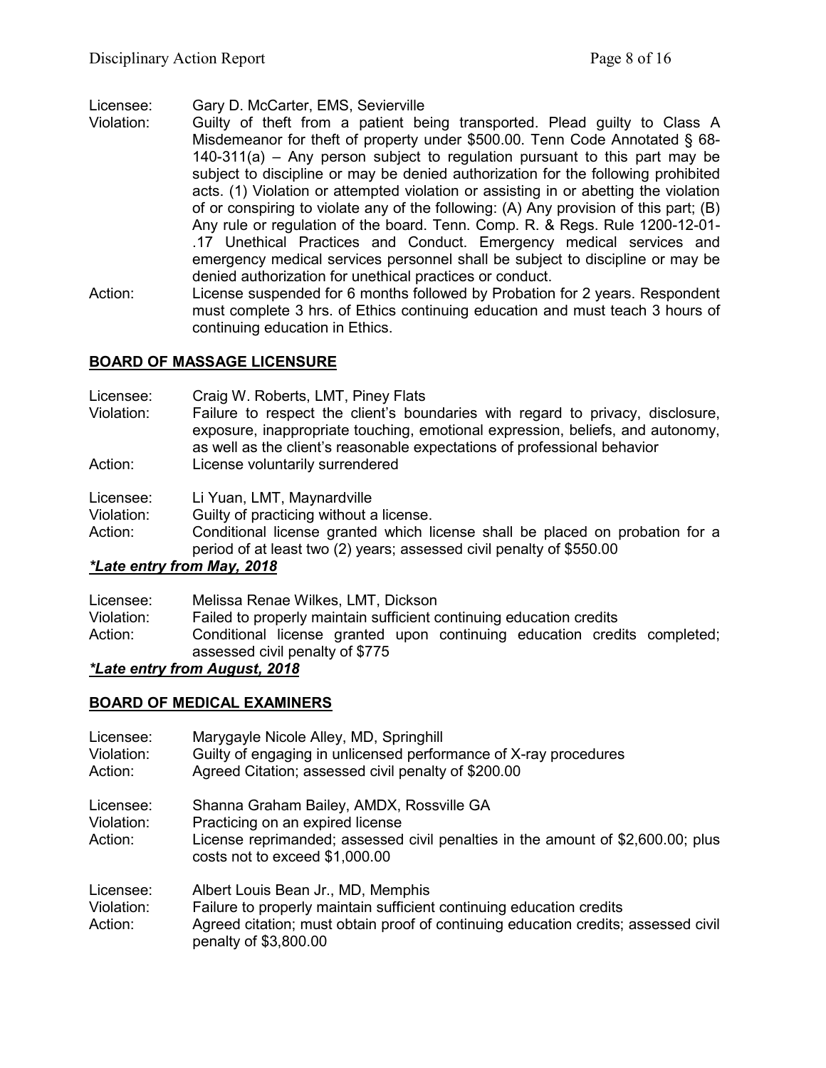Licensee: Gary D. McCarter, EMS, Sevierville
Violation: Guilty of theft from a patient being transported. Plead guilty to Class A Misdemeanor for theft of property under $500.00. Tenn Code Annotated § 68-140-311(a) – Any person subject to regulation pursuant to this part may be subject to discipline or may be denied authorization for the following prohibited acts. (1) Violation or attempted violation or assisting in or abetting the violation of or conspiring to violate any of the following: (A) Any provision of this part; (B) Any rule or regulation of the board. Tenn. Comp. R. & Regs. Rule 1200-12-01-.17 Unethical Practices and Conduct. Emergency medical services and emergency medical services personnel shall be subject to discipline or may be denied authorization for unethical practices or conduct.
Action: License suspended for 6 months followed by Probation for 2 years. Respondent must complete 3 hrs. of Ethics continuing education and must teach 3 hours of continuing education in Ethics.

## BOARD OF MASSAGE LICENSURE

Licensee: Craig W. Roberts, LMT, Piney Flats
Violation: Failure to respect the client's boundaries with regard to privacy, disclosure, exposure, inappropriate touching, emotional expression, beliefs, and autonomy, as well as the client's reasonable expectations of professional behavior
Action: License voluntarily surrendered

Licensee: Li Yuan, LMT, Maynardville
Violation: Guilty of practicing without a license.
Action: Conditional license granted which license shall be placed on probation for a period of at least two (2) years; assessed civil penalty of $550.00

***Late entry from May, 2018***

Licensee: Melissa Renae Wilkes, LMT, Dickson
Violation: Failed to properly maintain sufficient continuing education credits
Action: Conditional license granted upon continuing education credits completed; assessed civil penalty of $775

***Late entry from August, 2018***

## BOARD OF MEDICAL EXAMINERS

Licensee: Marygayle Nicole Alley, MD, Springhill
Violation: Guilty of engaging in unlicensed performance of X-ray procedures
Action: Agreed Citation; assessed civil penalty of $200.00

Licensee: Shanna Graham Bailey, AMDX, Rossville GA
Violation: Practicing on an expired license
Action: License reprimanded; assessed civil penalties in the amount of $2,600.00; plus costs not to exceed $1,000.00

Licensee: Albert Louis Bean Jr., MD, Memphis
Violation: Failure to properly maintain sufficient continuing education credits
Action: Agreed citation; must obtain proof of continuing education credits; assessed civil penalty of $3,800.00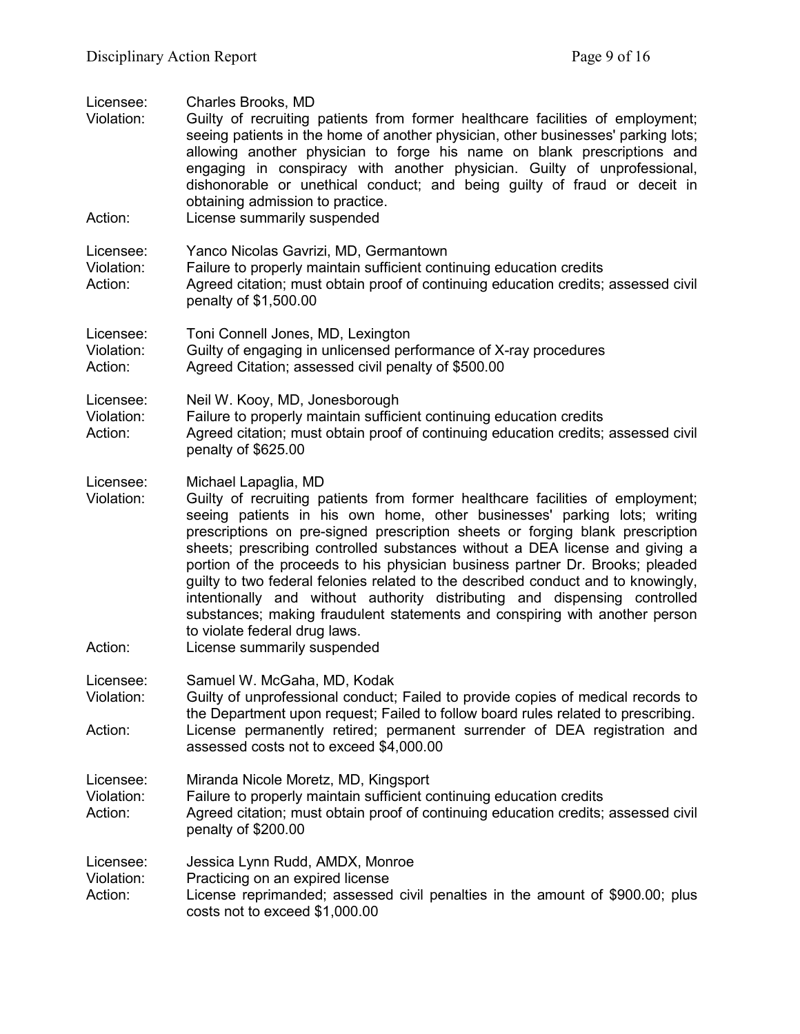Licensee: Charles Brooks, MD
Violation: Guilty of recruiting patients from former healthcare facilities of employment; seeing patients in the home of another physician, other businesses' parking lots; allowing another physician to forge his name on blank prescriptions and engaging in conspiracy with another physician. Guilty of unprofessional, dishonorable or unethical conduct; and being guilty of fraud or deceit in obtaining admission to practice.
Action: License summarily suspended

Licensee: Yanco Nicolas Gavrizi, MD, Germantown
Violation: Failure to properly maintain sufficient continuing education credits
Action: Agreed citation; must obtain proof of continuing education credits; assessed civil penalty of $1,500.00

Licensee: Toni Connell Jones, MD, Lexington
Violation: Guilty of engaging in unlicensed performance of X-ray procedures
Action: Agreed Citation; assessed civil penalty of $500.00

Licensee: Neil W. Kooy, MD, Jonesborough
Violation: Failure to properly maintain sufficient continuing education credits
Action: Agreed citation; must obtain proof of continuing education credits; assessed civil penalty of $625.00

Licensee: Michael Lapaglia, MD
Violation: Guilty of recruiting patients from former healthcare facilities of employment; seeing patients in his own home, other businesses' parking lots; writing prescriptions on pre-signed prescription sheets or forging blank prescription sheets; prescribing controlled substances without a DEA license and giving a portion of the proceeds to his physician business partner Dr. Brooks; pleaded guilty to two federal felonies related to the described conduct and to knowingly, intentionally and without authority distributing and dispensing controlled substances; making fraudulent statements and conspiring with another person to violate federal drug laws.
Action: License summarily suspended

Licensee: Samuel W. McGaha, MD, Kodak
Violation: Guilty of unprofessional conduct; Failed to provide copies of medical records to the Department upon request; Failed to follow board rules related to prescribing.
Action: License permanently retired; permanent surrender of DEA registration and assessed costs not to exceed $4,000.00

Licensee: Miranda Nicole Moretz, MD, Kingsport
Violation: Failure to properly maintain sufficient continuing education credits
Action: Agreed citation; must obtain proof of continuing education credits; assessed civil penalty of $200.00

Licensee: Jessica Lynn Rudd, AMDX, Monroe
Violation: Practicing on an expired license
Action: License reprimanded; assessed civil penalties in the amount of $900.00; plus costs not to exceed $1,000.00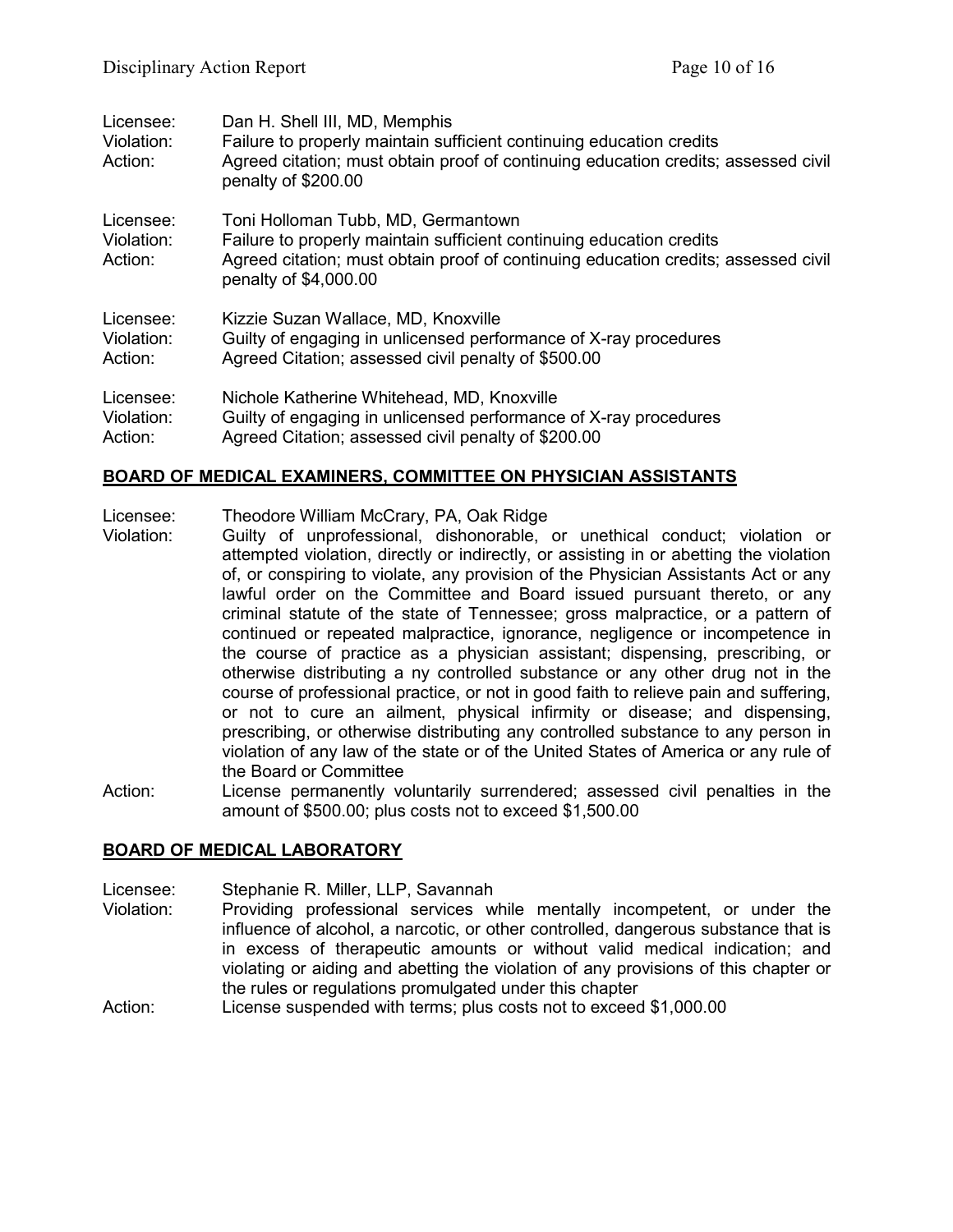Licensee: Dan H. Shell III, MD, Memphis
Violation: Failure to properly maintain sufficient continuing education credits
Action: Agreed citation; must obtain proof of continuing education credits; assessed civil penalty of $200.00

Licensee: Toni Holloman Tubb, MD, Germantown
Violation: Failure to properly maintain sufficient continuing education credits
Action: Agreed citation; must obtain proof of continuing education credits; assessed civil penalty of $4,000.00

Licensee: Kizzie Suzan Wallace, MD, Knoxville
Violation: Guilty of engaging in unlicensed performance of X-ray procedures
Action: Agreed Citation; assessed civil penalty of $500.00

Licensee: Nichole Katherine Whitehead, MD, Knoxville
Violation: Guilty of engaging in unlicensed performance of X-ray procedures
Action: Agreed Citation; assessed civil penalty of $200.00

## BOARD OF MEDICAL EXAMINERS, COMMITTEE ON PHYSICIAN ASSISTANTS

Licensee: Theodore William McCrary, PA, Oak Ridge
Violation: Guilty of unprofessional, dishonorable, or unethical conduct; violation or attempted violation, directly or indirectly, or assisting in or abetting the violation of, or conspiring to violate, any provision of the Physician Assistants Act or any lawful order on the Committee and Board issued pursuant thereto, or any criminal statute of the state of Tennessee; gross malpractice, or a pattern of continued or repeated malpractice, ignorance, negligence or incompetence in the course of practice as a physician assistant; dispensing, prescribing, or otherwise distributing a ny controlled substance or any other drug not in the course of professional practice, or not in good faith to relieve pain and suffering, or not to cure an ailment, physical infirmity or disease; and dispensing, prescribing, or otherwise distributing any controlled substance to any person in violation of any law of the state or of the United States of America or any rule of the Board or Committee
Action: License permanently voluntarily surrendered; assessed civil penalties in the amount of $500.00; plus costs not to exceed $1,500.00

## BOARD OF MEDICAL LABORATORY

Licensee: Stephanie R. Miller, LLP, Savannah
Violation: Providing professional services while mentally incompetent, or under the influence of alcohol, a narcotic, or other controlled, dangerous substance that is in excess of therapeutic amounts or without valid medical indication; and violating or aiding and abetting the violation of any provisions of this chapter or the rules or regulations promulgated under this chapter
Action: License suspended with terms; plus costs not to exceed $1,000.00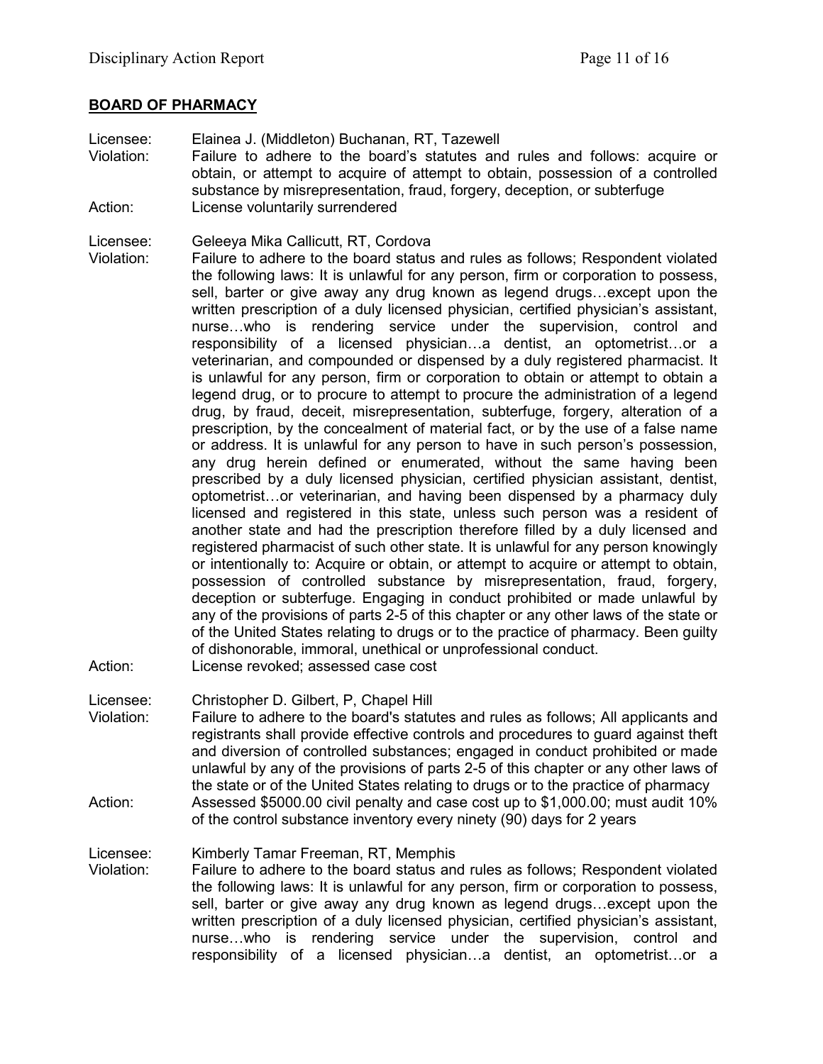## **BOARD OF PHARMACY**

Licensee: Elainea J. (Middleton) Buchanan, RT, Tazewell
Violation: Failure to adhere to the board's statutes and rules and follows: acquire or obtain, or attempt to acquire of attempt to obtain, possession of a controlled substance by misrepresentation, fraud, forgery, deception, or subterfuge
Action: License voluntarily surrendered

Licensee: Geleeya Mika Callicutt, RT, Cordova
Violation: Failure to adhere to the board status and rules as follows; Respondent violated the following laws: It is unlawful for any person, firm or corporation to possess, sell, barter or give away any drug known as legend drugs…except upon the written prescription of a duly licensed physician, certified physician's assistant, nurse…who is rendering service under the supervision, control and responsibility of a licensed physician…a dentist, an optometrist…or a veterinarian, and compounded or dispensed by a duly registered pharmacist. It is unlawful for any person, firm or corporation to obtain or attempt to obtain a legend drug, or to procure to attempt to procure the administration of a legend drug, by fraud, deceit, misrepresentation, subterfuge, forgery, alteration of a prescription, by the concealment of material fact, or by the use of a false name or address. It is unlawful for any person to have in such person's possession, any drug herein defined or enumerated, without the same having been prescribed by a duly licensed physician, certified physician assistant, dentist, optometrist…or veterinarian, and having been dispensed by a pharmacy duly licensed and registered in this state, unless such person was a resident of another state and had the prescription therefore filled by a duly licensed and registered pharmacist of such other state. It is unlawful for any person knowingly or intentionally to: Acquire or obtain, or attempt to acquire or attempt to obtain, possession of controlled substance by misrepresentation, fraud, forgery, deception or subterfuge. Engaging in conduct prohibited or made unlawful by any of the provisions of parts 2-5 of this chapter or any other laws of the state or of the United States relating to drugs or to the practice of pharmacy. Been guilty of dishonorable, immoral, unethical or unprofessional conduct.
Action: License revoked; assessed case cost

Licensee: Christopher D. Gilbert, P, Chapel Hill
Violation: Failure to adhere to the board's statutes and rules as follows; All applicants and registrants shall provide effective controls and procedures to guard against theft and diversion of controlled substances; engaged in conduct prohibited or made unlawful by any of the provisions of parts 2-5 of this chapter or any other laws of the state or of the United States relating to drugs or to the practice of pharmacy
Action: Assessed $5000.00 civil penalty and case cost up to $1,000.00; must audit 10% of the control substance inventory every ninety (90) days for 2 years

Licensee: Kimberly Tamar Freeman, RT, Memphis
Violation: Failure to adhere to the board status and rules as follows; Respondent violated the following laws: It is unlawful for any person, firm or corporation to possess, sell, barter or give away any drug known as legend drugs…except upon the written prescription of a duly licensed physician, certified physician's assistant, nurse…who is rendering service under the supervision, control and responsibility of a licensed physician…a dentist, an optometrist…or a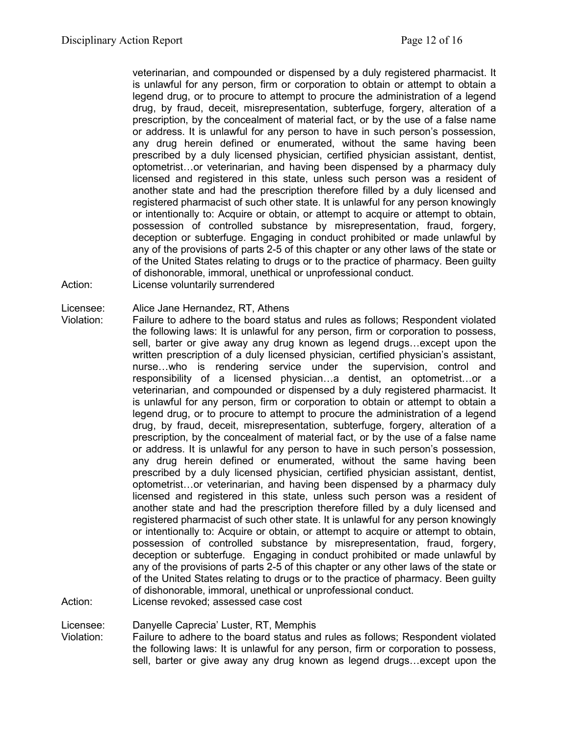veterinarian, and compounded or dispensed by a duly registered pharmacist. It is unlawful for any person, firm or corporation to obtain or attempt to obtain a legend drug, or to procure to attempt to procure the administration of a legend drug, by fraud, deceit, misrepresentation, subterfuge, forgery, alteration of a prescription, by the concealment of material fact, or by the use of a false name or address. It is unlawful for any person to have in such person's possession, any drug herein defined or enumerated, without the same having been prescribed by a duly licensed physician, certified physician assistant, dentist, optometrist…or veterinarian, and having been dispensed by a pharmacy duly licensed and registered in this state, unless such person was a resident of another state and had the prescription therefore filled by a duly licensed and registered pharmacist of such other state. It is unlawful for any person knowingly or intentionally to: Acquire or obtain, or attempt to acquire or attempt to obtain, possession of controlled substance by misrepresentation, fraud, forgery, deception or subterfuge. Engaging in conduct prohibited or made unlawful by any of the provisions of parts 2-5 of this chapter or any other laws of the state or of the United States relating to drugs or to the practice of pharmacy. Been guilty of dishonorable, immoral, unethical or unprofessional conduct.

Action: License voluntarily surrendered

Licensee: Alice Jane Hernandez, RT, Athens

Violation: Failure to adhere to the board status and rules as follows; Respondent violated the following laws: It is unlawful for any person, firm or corporation to possess, sell, barter or give away any drug known as legend drugs…except upon the written prescription of a duly licensed physician, certified physician's assistant, nurse…who is rendering service under the supervision, control and responsibility of a licensed physician…a dentist, an optometrist…or a veterinarian, and compounded or dispensed by a duly registered pharmacist. It is unlawful for any person, firm or corporation to obtain or attempt to obtain a legend drug, or to procure to attempt to procure the administration of a legend drug, by fraud, deceit, misrepresentation, subterfuge, forgery, alteration of a prescription, by the concealment of material fact, or by the use of a false name or address. It is unlawful for any person to have in such person's possession, any drug herein defined or enumerated, without the same having been prescribed by a duly licensed physician, certified physician assistant, dentist, optometrist…or veterinarian, and having been dispensed by a pharmacy duly licensed and registered in this state, unless such person was a resident of another state and had the prescription therefore filled by a duly licensed and registered pharmacist of such other state. It is unlawful for any person knowingly or intentionally to: Acquire or obtain, or attempt to acquire or attempt to obtain, possession of controlled substance by misrepresentation, fraud, forgery, deception or subterfuge. Engaging in conduct prohibited or made unlawful by any of the provisions of parts 2-5 of this chapter or any other laws of the state or of the United States relating to drugs or to the practice of pharmacy. Been guilty of dishonorable, immoral, unethical or unprofessional conduct.

Action: License revoked; assessed case cost

Licensee: Danyelle Caprecia' Luster, RT, Memphis

Violation: Failure to adhere to the board status and rules as follows; Respondent violated the following laws: It is unlawful for any person, firm or corporation to possess, sell, barter or give away any drug known as legend drugs…except upon the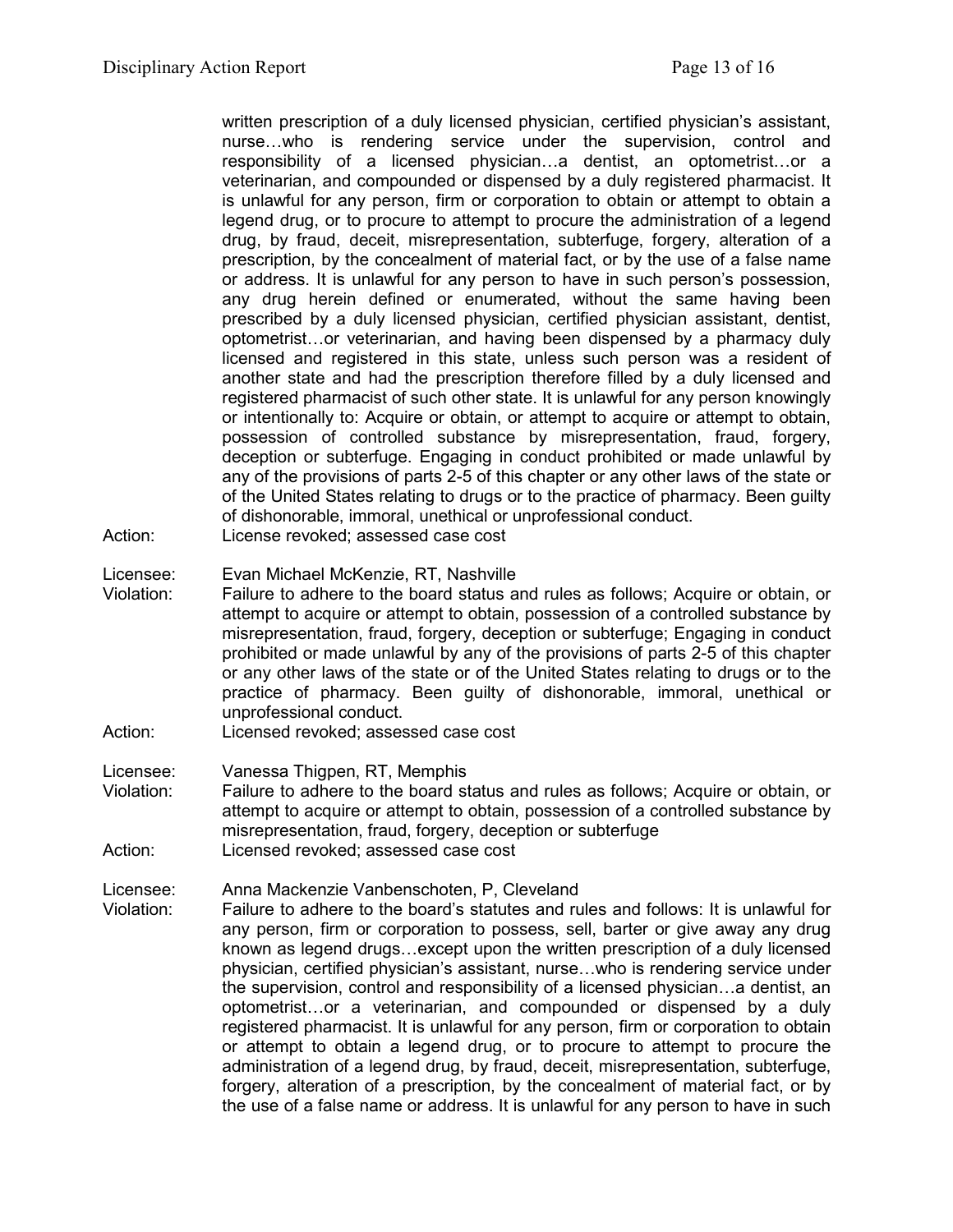written prescription of a duly licensed physician, certified physician's assistant, nurse…who is rendering service under the supervision, control and responsibility of a licensed physician…a dentist, an optometrist…or a veterinarian, and compounded or dispensed by a duly registered pharmacist. It is unlawful for any person, firm or corporation to obtain or attempt to obtain a legend drug, or to procure to attempt to procure the administration of a legend drug, by fraud, deceit, misrepresentation, subterfuge, forgery, alteration of a prescription, by the concealment of material fact, or by the use of a false name or address. It is unlawful for any person to have in such person's possession, any drug herein defined or enumerated, without the same having been prescribed by a duly licensed physician, certified physician assistant, dentist, optometrist…or veterinarian, and having been dispensed by a pharmacy duly licensed and registered in this state, unless such person was a resident of another state and had the prescription therefore filled by a duly licensed and registered pharmacist of such other state. It is unlawful for any person knowingly or intentionally to: Acquire or obtain, or attempt to acquire or attempt to obtain, possession of controlled substance by misrepresentation, fraud, forgery, deception or subterfuge. Engaging in conduct prohibited or made unlawful by any of the provisions of parts 2-5 of this chapter or any other laws of the state or of the United States relating to drugs or to the practice of pharmacy. Been guilty of dishonorable, immoral, unethical or unprofessional conduct.

Action: License revoked; assessed case cost

Licensee: Evan Michael McKenzie, RT, Nashville

Violation: Failure to adhere to the board status and rules as follows; Acquire or obtain, or attempt to acquire or attempt to obtain, possession of a controlled substance by misrepresentation, fraud, forgery, deception or subterfuge; Engaging in conduct prohibited or made unlawful by any of the provisions of parts 2-5 of this chapter or any other laws of the state or of the United States relating to drugs or to the practice of pharmacy. Been guilty of dishonorable, immoral, unethical or unprofessional conduct.

Action: Licensed revoked; assessed case cost

Licensee: Vanessa Thigpen, RT, Memphis

Violation: Failure to adhere to the board status and rules as follows; Acquire or obtain, or attempt to acquire or attempt to obtain, possession of a controlled substance by misrepresentation, fraud, forgery, deception or subterfuge

Action: Licensed revoked; assessed case cost

Licensee: Anna Mackenzie Vanbenschoten, P, Cleveland

Violation: Failure to adhere to the board's statutes and rules and follows: It is unlawful for any person, firm or corporation to possess, sell, barter or give away any drug known as legend drugs…except upon the written prescription of a duly licensed physician, certified physician's assistant, nurse…who is rendering service under the supervision, control and responsibility of a licensed physician…a dentist, an optometrist…or a veterinarian, and compounded or dispensed by a duly registered pharmacist. It is unlawful for any person, firm or corporation to obtain or attempt to obtain a legend drug, or to procure to attempt to procure the administration of a legend drug, by fraud, deceit, misrepresentation, subterfuge, forgery, alteration of a prescription, by the concealment of material fact, or by the use of a false name or address. It is unlawful for any person to have in such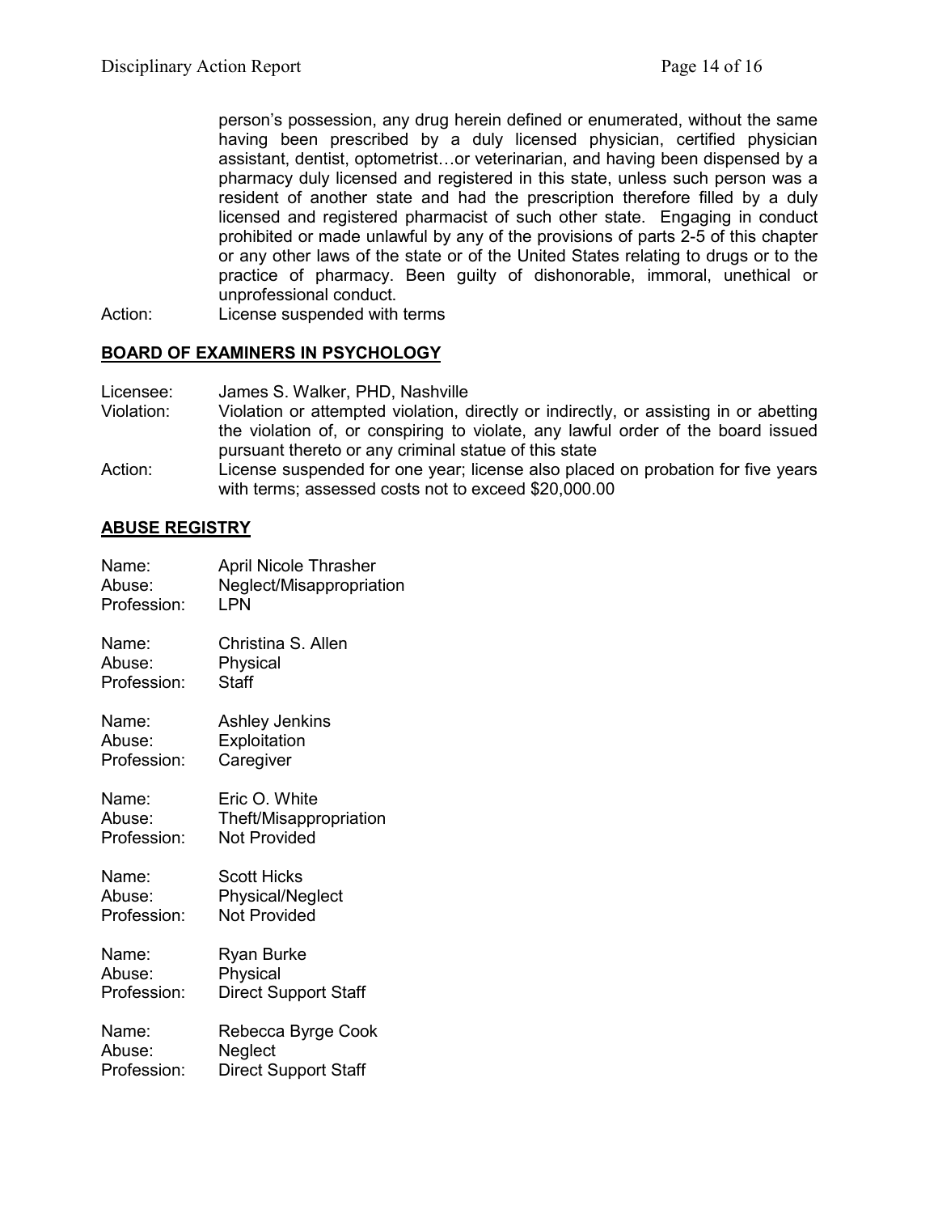person's possession, any drug herein defined or enumerated, without the same having been prescribed by a duly licensed physician, certified physician assistant, dentist, optometrist…or veterinarian, and having been dispensed by a pharmacy duly licensed and registered in this state, unless such person was a resident of another state and had the prescription therefore filled by a duly licensed and registered pharmacist of such other state. Engaging in conduct prohibited or made unlawful by any of the provisions of parts 2-5 of this chapter or any other laws of the state or of the United States relating to drugs or to the practice of pharmacy. Been guilty of dishonorable, immoral, unethical or unprofessional conduct.

Action: License suspended with terms

## BOARD OF EXAMINERS IN PSYCHOLOGY

Licensee: James S. Walker, PHD, Nashville

Violation: Violation or attempted violation, directly or indirectly, or assisting in or abetting the violation of, or conspiring to violate, any lawful order of the board issued pursuant thereto or any criminal statue of this state

Action: License suspended for one year; license also placed on probation for five years with terms; assessed costs not to exceed $20,000.00

## ABUSE REGISTRY

Name: April Nicole Thrasher
Abuse: Neglect/Misappropriation
Profession: LPN

Name: Christina S. Allen
Abuse: Physical
Profession: Staff

Name: Ashley Jenkins
Abuse: Exploitation
Profession: Caregiver

Name: Eric O. White
Abuse: Theft/Misappropriation
Profession: Not Provided

Name: Scott Hicks
Abuse: Physical/Neglect
Profession: Not Provided

Name: Ryan Burke
Abuse: Physical
Profession: Direct Support Staff

Name: Rebecca Byrge Cook
Abuse: Neglect
Profession: Direct Support Staff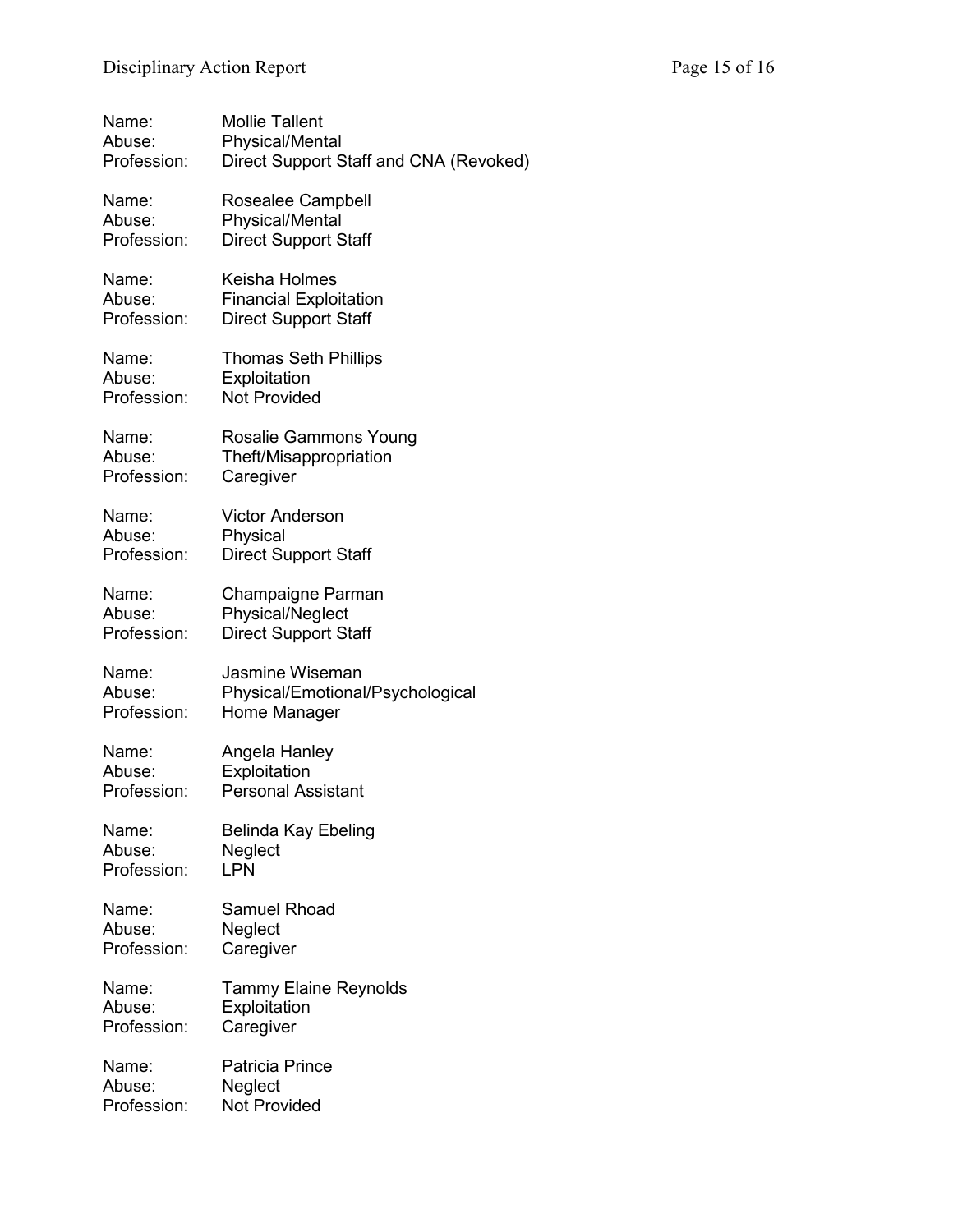Name: Mollie Tallent
Abuse: Physical/Mental
Profession: Direct Support Staff and CNA (Revoked)

Name: Rosealee Campbell
Abuse: Physical/Mental
Profession: Direct Support Staff

Name: Keisha Holmes
Abuse: Financial Exploitation
Profession: Direct Support Staff

Name: Thomas Seth Phillips
Abuse: Exploitation
Profession: Not Provided

Name: Rosalie Gammons Young
Abuse: Theft/Misappropriation
Profession: Caregiver

Name: Victor Anderson
Abuse: Physical
Profession: Direct Support Staff

Name: Champaigne Parman
Abuse: Physical/Neglect
Profession: Direct Support Staff

Name: Jasmine Wiseman
Abuse: Physical/Emotional/Psychological
Profession: Home Manager

Name: Angela Hanley
Abuse: Exploitation
Profession: Personal Assistant

Name: Belinda Kay Ebeling
Abuse: Neglect
Profession: LPN

Name: Samuel Rhoad
Abuse: Neglect
Profession: Caregiver

Name: Tammy Elaine Reynolds
Abuse: Exploitation
Profession: Caregiver

Name: Patricia Prince
Abuse: Neglect
Profession: Not Provided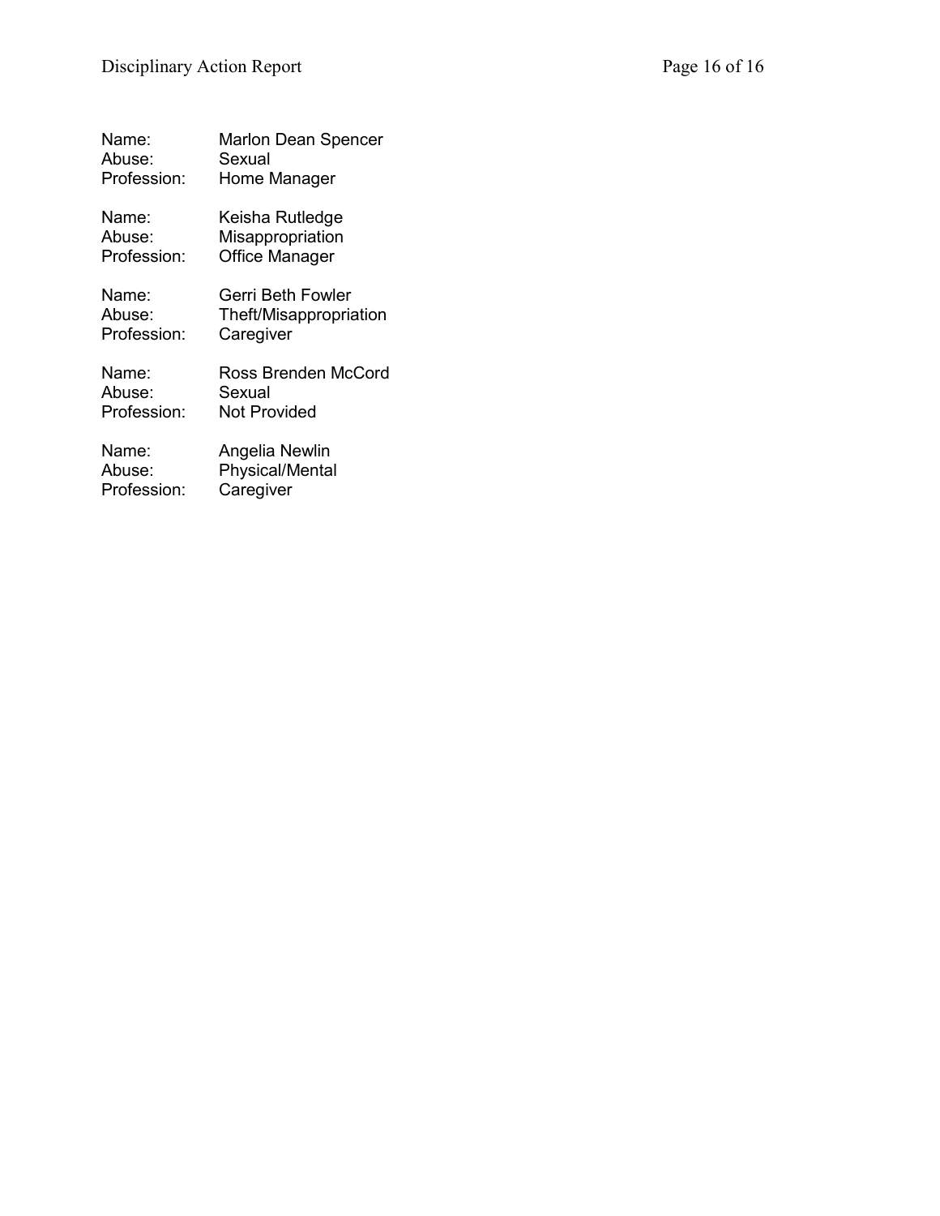Name: Marlon Dean Spencer
Abuse: Sexual
Profession: Home Manager

Name: Keisha Rutledge
Abuse: Misappropriation
Profession: Office Manager

Name: Gerri Beth Fowler
Abuse: Theft/Misappropriation
Profession: Caregiver

Name: Ross Brenden McCord
Abuse: Sexual
Profession: Not Provided

Name: Angelia Newlin
Abuse: Physical/Mental
Profession: Caregiver